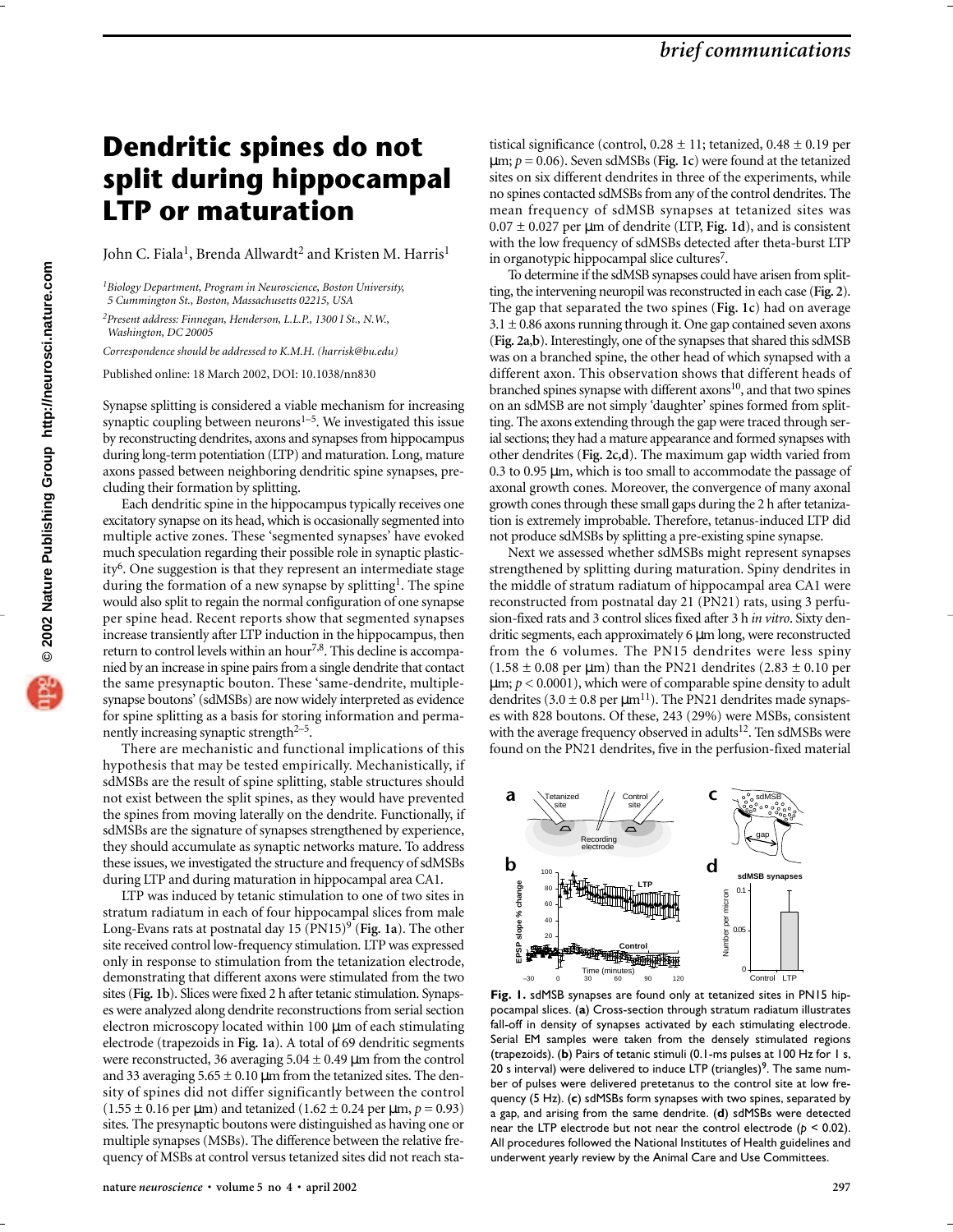# Dendritic spines do not split during hippocampal LTP or maturation

John C. Fiala[1], Brenda Allwardt[2] and Kristen M. Harris[1]

[1]Biology Department, Program in Neuroscience, Boston University, 5 Cummington St., Boston, Massachusetts 02215, USA

[2]Present address: Finnegan, Henderson, L.L.P., 1300 I St., N.W., Washington, DC 20005

Correspondence should be addressed to K.M.H. (harrisk@bu.edu)

Published online: 18 March 2002, DOI: 10.1038/nn830

Synapse splitting is considered a viable mechanism for increasing synaptic coupling between neurons[1–5]. We investigated this issue by reconstructing dendrites, axons and synapses from hippocampus during long-term potentiation (LTP) and maturation. Long, mature axons passed between neighboring dendritic spine synapses, precluding their formation by splitting.

Each dendritic spine in the hippocampus typically receives one excitatory synapse on its head, which is occasionally segmented into multiple active zones. These 'segmented synapses' have evoked much speculation regarding their possible role in synaptic plasticity[6]. One suggestion is that they represent an intermediate stage during the formation of a new synapse by splitting[1]. The spine would also split to regain the normal configuration of one synapse per spine head. Recent reports show that segmented synapses increase transiently after LTP induction in the hippocampus, then return to control levels within an hour[7,8]. This decline is accompanied by an increase in spine pairs from a single dendrite that contact the same presynaptic bouton. These 'same-dendrite, multiple-synapse boutons' (sdMSBs) are now widely interpreted as evidence for spine splitting as a basis for storing information and permanently increasing synaptic strength[2–5].

There are mechanistic and functional implications of this hypothesis that may be tested empirically. Mechanistically, if sdMSBs are the result of spine splitting, stable structures should not exist between the split spines, as they would have prevented the spines from moving laterally on the dendrite. Functionally, if sdMSBs are the signature of synapses strengthened by experience, they should accumulate as synaptic networks mature. To address these issues, we investigated the structure and frequency of sdMSBs during LTP and during maturation in hippocampal area CA1.

LTP was induced by tetanic stimulation to one of two sites in stratum radiatum in each of four hippocampal slices from male Long-Evans rats at postnatal day 15 (PN15)[9] (**Fig. 1a**). The other site received control low-frequency stimulation. LTP was expressed only in response to stimulation from the tetanization electrode, demonstrating that different axons were stimulated from the two sites (**Fig. 1b**). Slices were fixed 2 h after tetanic stimulation. Synapses were analyzed along dendrite reconstructions from serial section electron microscopy located within 100 μm of each stimulating electrode (trapezoids in **Fig. 1a**). A total of 69 dendritic segments were reconstructed, 36 averaging 5.04 ± 0.49 μm from the control and 33 averaging 5.65 ± 0.10 μm from the tetanized sites. The density of spines did not differ significantly between the control (1.55 ± 0.16 per μm) and tetanized (1.62 ± 0.24 per μm, $p = 0.93$) sites. The presynaptic boutons were distinguished as having one or multiple synapses (MSBs). The difference between the relative frequency of MSBs at control versus tetanized sites did not reach statistical significance (control, 0.28 ± 11; tetanized, 0.48 ± 0.19 per μm; $p = 0.06$). Seven sdMSBs (**Fig. 1c**) were found at the tetanized sites on six different dendrites in three of the experiments, while no spines contacted sdMSBs from any of the control dendrites. The mean frequency of sdMSB synapses at tetanized sites was 0.07 ± 0.027 per μm of dendrite (LTP, **Fig. 1d**), and is consistent with the low frequency of sdMSBs detected after theta-burst LTP in organotypic hippocampal slice cultures[7].

To determine if the sdMSB synapses could have arisen from splitting, the intervening neuropil was reconstructed in each case (**Fig. 2**). The gap that separated the two spines (**Fig. 1c**) had on average 3.1 ± 0.86 axons running through it. One gap contained seven axons (**Fig. 2a,b**). Interestingly, one of the synapses that shared this sdMSB was on a branched spine, the other head of which synapsed with a different axon. This observation shows that different heads of branched spines synapse with different axons[10], and that two spines on an sdMSB are not simply 'daughter' spines formed from splitting. The axons extending through the gap were traced through serial sections; they had a mature appearance and formed synapses with other dendrites (**Fig. 2c,d**). The maximum gap width varied from 0.3 to 0.95 μm, which is too small to accommodate the passage of axonal growth cones. Moreover, the convergence of many axonal growth cones through these small gaps during the 2 h after tetanization is extremely improbable. Therefore, tetanus-induced LTP did not produce sdMSBs by splitting a pre-existing spine synapse.

Next we assessed whether sdMSBs might represent synapses strengthened by splitting during maturation. Spiny dendrites in the middle of stratum radiatum of hippocampal area CA1 were reconstructed from postnatal day 21 (PN21) rats, using 3 perfusion-fixed rats and 3 control slices fixed after 3 h *in vitro*. Sixty dendritic segments, each approximately 6 μm long, were reconstructed from the 6 volumes. The PN15 dendrites were less spiny (1.58 ± 0.08 per μm) than the PN21 dendrites (2.83 ± 0.10 per μm; $p < 0.0001$), which were of comparable spine density to adult dendrites (3.0 ± 0.8 per μm[11]). The PN21 dendrites made synapses with 828 boutons. Of these, 243 (29%) were MSBs, consistent with the average frequency observed in adults[12]. Ten sdMSBs were found on the PN21 dendrites, five in the perfusion-fixed material

**Fig. 1.** sdMSB synapses are found only at tetanized sites in PN15 hippocampal slices. (**a**) Cross-section through stratum radiatum illustrates fall-off in density of synapses activated by each stimulating electrode. Serial EM samples were taken from the densely stimulated regions (trapezoids). (**b**) Pairs of tetanic stimuli (0.1-ms pulses at 100 Hz for 1 s, 20 s interval) were delivered to induce LTP (triangles)[9]. The same number of pulses were delivered pretetanus to the control site at low frequency (5 Hz). (**c**) sdMSBs form synapses with two spines, separated by a gap, and arising from the same dendrite. (**d**) sdMSBs were detected near the LTP electrode but not near the control electrode ($p < 0.02$). All procedures followed the National Institutes of Health guidelines and underwent yearly review by the Animal Care and Use Committees.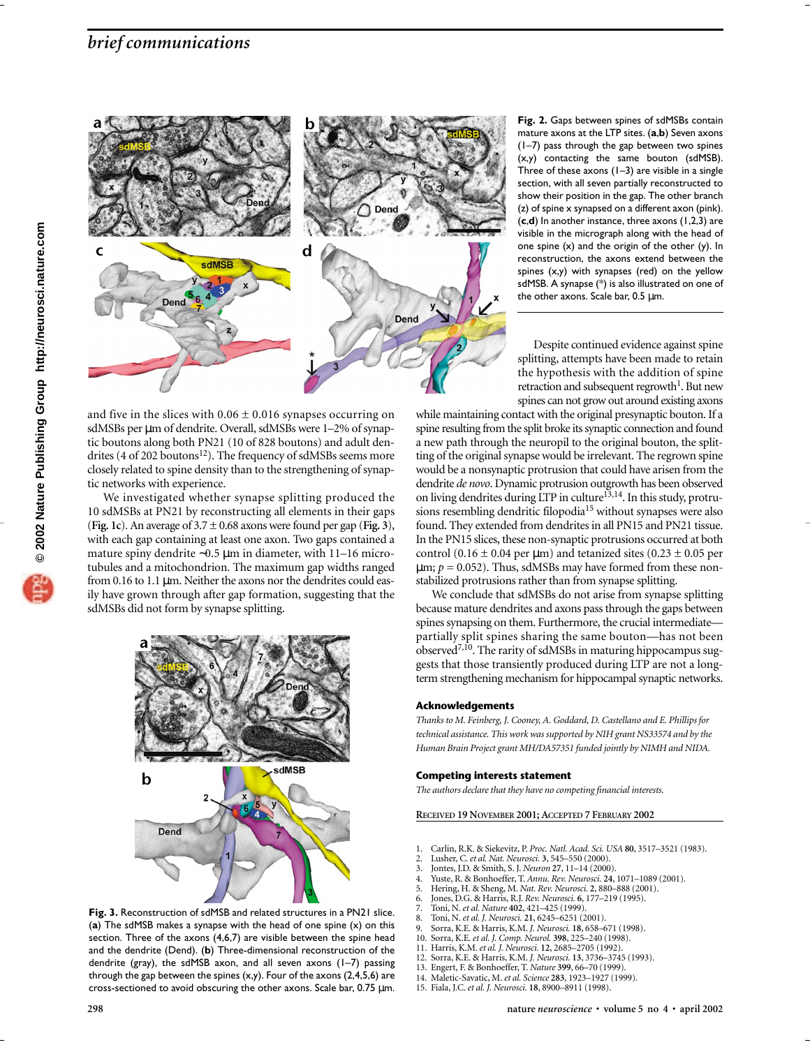**Fig. 2.** Gaps between spines of sdMSBs contain mature axons at the LTP sites. (**a**,**b**) Seven axons (1–7) pass through the gap between two spines (x,y) contacting the same bouton (sdMSB). Three of these axons (1–3) are visible in a single section, with all seven partially reconstructed to show their position in the gap. The other branch (z) of spine x synapsed on a different axon (pink). (**c**,**d**) In another instance, three axons (1,2,3) are visible in the micrograph along with the head of one spine (x) and the origin of the other (y). In reconstruction, the axons extend between the spines (x,y) with synapses (red) on the yellow sdMSB. A synapse (*) is also illustrated on one of the other axons. Scale bar, 0.5 µm.

and five in the slices with 0.06 ± 0.016 synapses occurring on sdMSBs per µm of dendrite. Overall, sdMSBs were 1–2% of synaptic boutons along both PN21 (10 of 828 boutons) and adult dendrites (4 of 202 boutons[12]). The frequency of sdMSBs seems more closely related to spine density than to the strengthening of synaptic networks with experience.

We investigated whether synapse splitting produced the 10 sdMSBs at PN21 by reconstructing all elements in their gaps (**Fig. 1c**). An average of 3.7 ± 0.68 axons were found per gap (**Fig. 3**), with each gap containing at least one axon. Two gaps contained a mature spiny dendrite ~0.5 µm in diameter, with 11–16 microtubules and a mitochondrion. The maximum gap widths ranged from 0.16 to 1.1 µm. Neither the axons nor the dendrites could easily have grown through after gap formation, suggesting that the sdMSBs did not form by synapse splitting.

**Fig. 3.** Reconstruction of sdMSB and related structures in a PN21 slice. (**a**) The sdMSB makes a synapse with the head of one spine (x) on this section. Three of the axons (4,6,7) are visible between the spine head and the dendrite (Dend). (**b**) Three-dimensional reconstruction of the dendrite (gray), the sdMSB axon, and all seven axons (1–7) passing through the gap between the spines (x,y). Four of the axons (2,4,5,6) are cross-sectioned to avoid obscuring the other axons. Scale bar, 0.75 µm.

Despite continued evidence against spine splitting, attempts have been made to retain the hypothesis with the addition of spine retraction and subsequent regrowth[1]. But new spines can not grow out around existing axons while maintaining contact with the original presynaptic bouton. If a spine resulting from the split broke its synaptic connection and found a new path through the neuropil to the original bouton, the splitting of the original synapse would be irrelevant. The regrown spine would be a nonsynaptic protrusion that could have arisen from the dendrite *de novo*. Dynamic protrusion outgrowth has been observed on living dendrites during LTP in culture[13,14]. In this study, protrusions resembling dendritic filopodia[15] without synapses were also found. They extended from dendrites in all PN15 and PN21 tissue. In the PN15 slices, these non-synaptic protrusions occurred at both control (0.16 ± 0.04 per µm) and tetanized sites (0.23 ± 0.05 per µm; $p = 0.052$). Thus, sdMSBs may have formed from these non-stabilized protrusions rather than from synapse splitting.

We conclude that sdMSBs do not arise from synapse splitting because mature dendrites and axons pass through the gaps between spines synapsing on them. Furthermore, the crucial intermediate—partially split spines sharing the same bouton—has not been observed[7,10]. The rarity of sdMSBs in maturing hippocampus suggests that those transiently produced during LTP are not a long-term strengthening mechanism for hippocampal synaptic networks.

### Acknowledgements

*Thanks to M. Feinberg, J. Cooney, A. Goddard, D. Castellano and E. Phillips for technical assistance. This work was supported by NIH grant NS33574 and by the Human Brain Project grant MH/DA57351 funded jointly by NIMH and NIDA.*

### Competing interests statement

*The authors declare that they have no competing financial interests.*

RECEIVED 19 NOVEMBER 2001; ACCEPTED 7 FEBRUARY 2002

1. Carlin, R.K. & Siekevitz, P. *Proc. Natl. Acad. Sci. USA* **80**, 3517–3521 (1983).
2. Lusher, C. *et al. Nat. Neurosci.* **3**, 545–550 (2000).
3. Jontes, J.D. & Smith, S. J. *Neuron* **27**, 11–14 (2000).
4. Yuste, R. & Bonhoeffer, T. *Annu. Rev. Neurosci.* **24**, 1071–1089 (2001).
5. Hering, H. & Sheng, M. *Nat. Rev. Neurosci.* **2**, 880–888 (2001).
6. Jones, D.G. & Harris, R.J. *Rev. Neurosci.* **6**, 177–219 (1995).
7. Toni, N. *et al. Nature* **402**, 421–425 (1999).
8. Toni, N. *et al. J. Neurosci.* **21**, 6245–6251 (2001).
9. Sorra, K.E. & Harris, K.M. *J. Neurosci.* **18**, 658–671 (1998).
10. Sorra, K.E. *et al. J. Comp. Neurol.* **398**, 225–240 (1998).
11. Harris, K.M. *et al. J. Neurosci.* **12**, 2685–2705 (1992).
12. Sorra, K.E. & Harris, K.M. *J. Neurosci.* **13**, 3736–3745 (1993).
13. Engert, F. & Bonhoeffer, T. *Nature* **399**, 66–70 (1999).
14. Maletic-Savatic, M. *et al. Science* **283**, 1923–1927 (1999).
15. Fiala, J.C. *et al. J. Neurosci.* **18**, 8900–8911 (1998).